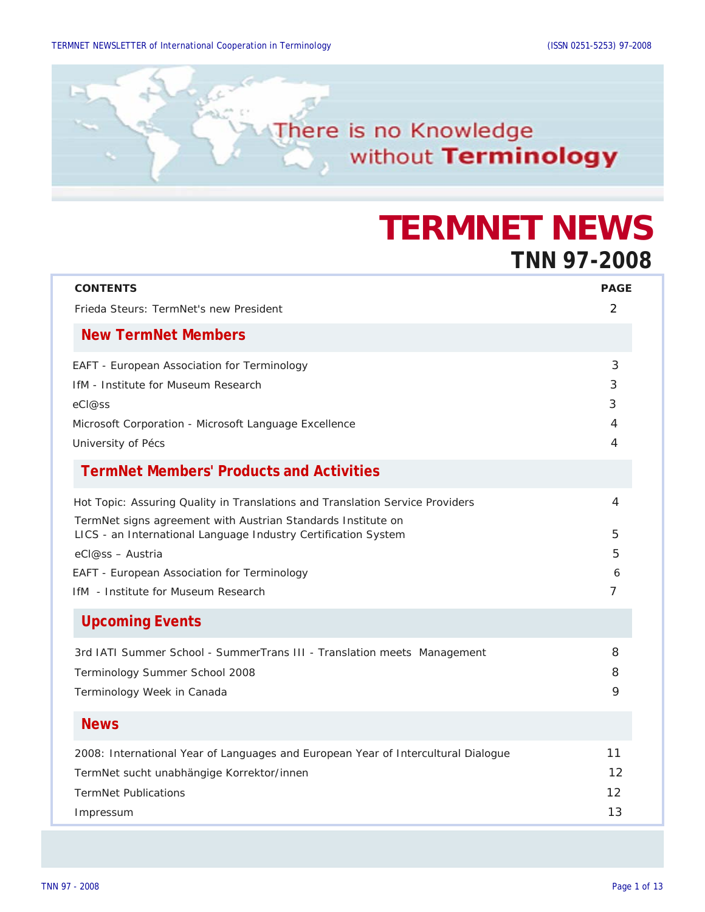There is no Knowledge without **Terminology**

# TERMNET NEWS

## TNN 97-2008

| CONTENTS | PAGE |
|---|---|
| Frieda Steurs: TermNet's new President | 2 |
| **New TermNet Members** | |
| EAFT - European Association for Terminology | 3 |
| IfM - Institute for Museum Research | 3 |
| eCl@ss | 3 |
| Microsoft Corporation - Microsoft Language Excellence | 4 |
| University of Pécs | 4 |
| **TermNet Members' Products and Activities** | |
| Hot Topic: Assuring Quality in Translations and Translation Service Providers | 4 |
| TermNet signs agreement with Austrian Standards Institute on LICS - an International Language Industry Certification System | 5 |
| eCl@ss – Austria | 5 |
| EAFT - European Association for Terminology | 6 |
| IfM - Institute for Museum Research | 7 |
| **Upcoming Events** | |
| 3rd IATI Summer School - SummerTrans III - Translation meets Management | 8 |
| Terminology Summer School 2008 | 8 |
| Terminology Week in Canada | 9 |
| **News** | |
| 2008: International Year of Languages and European Year of Intercultural Dialogue | 11 |
| TermNet sucht unabhängige Korrektor/innen | 12 |
| TermNet Publications | 12 |
| Impressum | 13 |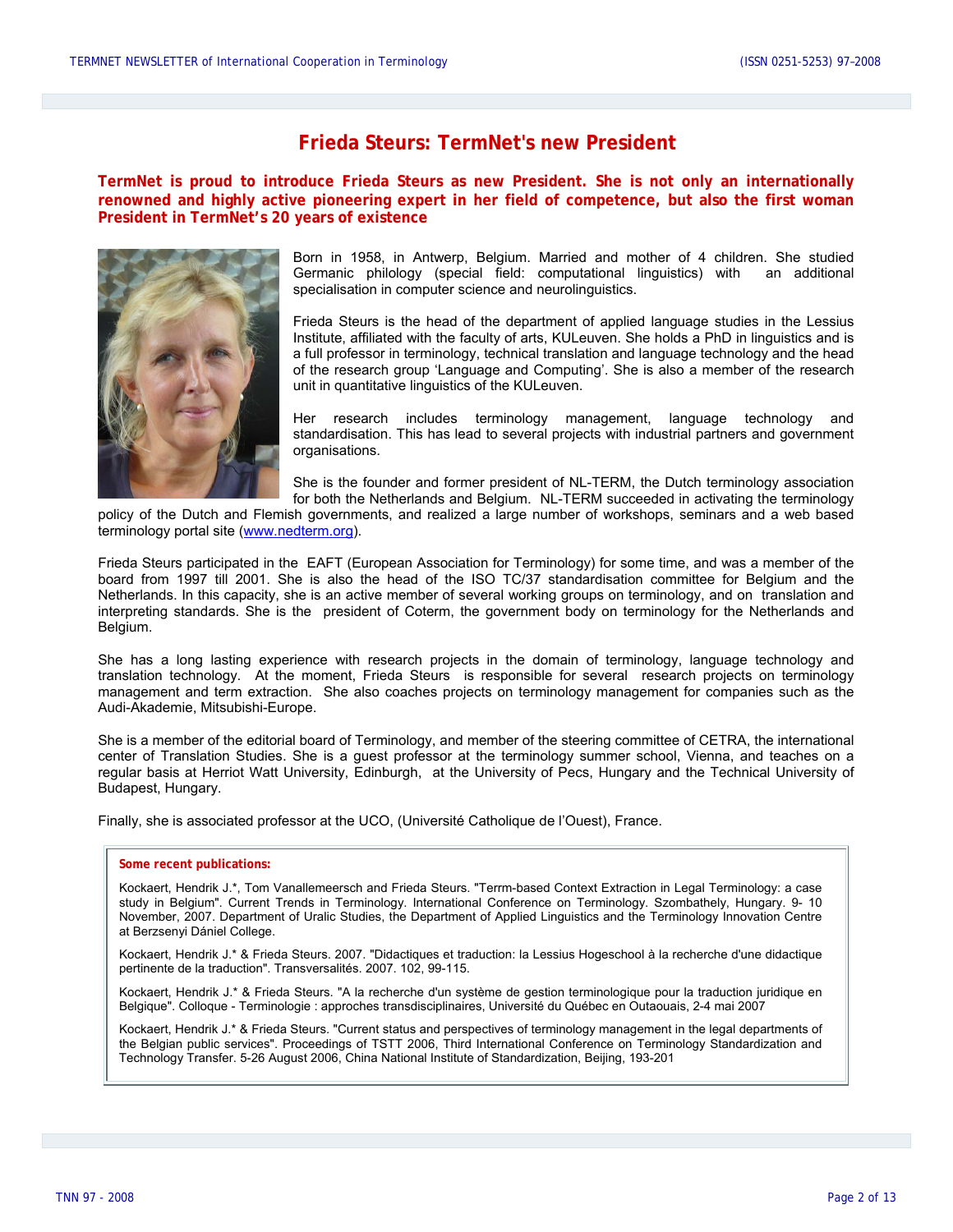# Frieda Steurs: TermNet's new President

**TermNet is proud to introduce Frieda Steurs as new President. She is not only an internationally renowned and highly active pioneering expert in her field of competence, but also the first woman President in TermNet's 20 years of existence**

Born in 1958, in Antwerp, Belgium. Married and mother of 4 children. She studied Germanic philology (special field: computational linguistics) with an additional specialisation in computer science and neurolinguistics.

Frieda Steurs is the head of the department of applied language studies in the Lessius Institute, affiliated with the faculty of arts, KULeuven. She holds a PhD in linguistics and is a full professor in terminology, technical translation and language technology and the head of the research group 'Language and Computing'. She is also a member of the research unit in quantitative linguistics of the KULeuven.

Her research includes terminology management, language technology and standardisation. This has lead to several projects with industrial partners and government organisations.

She is the founder and former president of NL-TERM, the Dutch terminology association for both the Netherlands and Belgium. NL-TERM succeeded in activating the terminology policy of the Dutch and Flemish governments, and realized a large number of workshops, seminars and a web based terminology portal site (www.nedterm.org).

Frieda Steurs participated in the EAFT (European Association for Terminology) for some time, and was a member of the board from 1997 till 2001. She is also the head of the ISO TC/37 standardisation committee for Belgium and the Netherlands. In this capacity, she is an active member of several working groups on terminology, and on translation and interpreting standards. She is the president of Coterm, the government body on terminology for the Netherlands and Belgium.

She has a long lasting experience with research projects in the domain of terminology, language technology and translation technology. At the moment, Frieda Steurs is responsible for several research projects on terminology management and term extraction. She also coaches projects on terminology management for companies such as the Audi-Akademie, Mitsubishi-Europe.

She is a member of the editorial board of Terminology, and member of the steering committee of CETRA, the international center of Translation Studies. She is a guest professor at the terminology summer school, Vienna, and teaches on a regular basis at Herriot Watt University, Edinburgh, at the University of Pecs, Hungary and the Technical University of Budapest, Hungary.

Finally, she is associated professor at the UCO, (Université Catholique de l'Ouest), France.

**Some recent publications:**

Kockaert, Hendrik J.*, Tom Vanallemeersch and Frieda Steurs. "Terrm-based Context Extraction in Legal Terminology: a case study in Belgium". Current Trends in Terminology. International Conference on Terminology. Szombathely, Hungary. 9- 10 November, 2007. Department of Uralic Studies, the Department of Applied Linguistics and the Terminology Innovation Centre at Berzsenyi Dániel College.

Kockaert, Hendrik J.* & Frieda Steurs. 2007. "Didactiques et traduction: la Lessius Hogeschool à la recherche d'une didactique pertinente de la traduction". Transversalités. 2007. 102, 99-115.

Kockaert, Hendrik J.* & Frieda Steurs. "A la recherche d'un système de gestion terminologique pour la traduction juridique en Belgique". Colloque - Terminologie : approches transdisciplinaires, Université du Québec en Outaouais, 2-4 mai 2007

Kockaert, Hendrik J.* & Frieda Steurs. "Current status and perspectives of terminology management in the legal departments of the Belgian public services". Proceedings of TSTT 2006, Third International Conference on Terminology Standardization and Technology Transfer. 5-26 August 2006, China National Institute of Standardization, Beijing, 193-201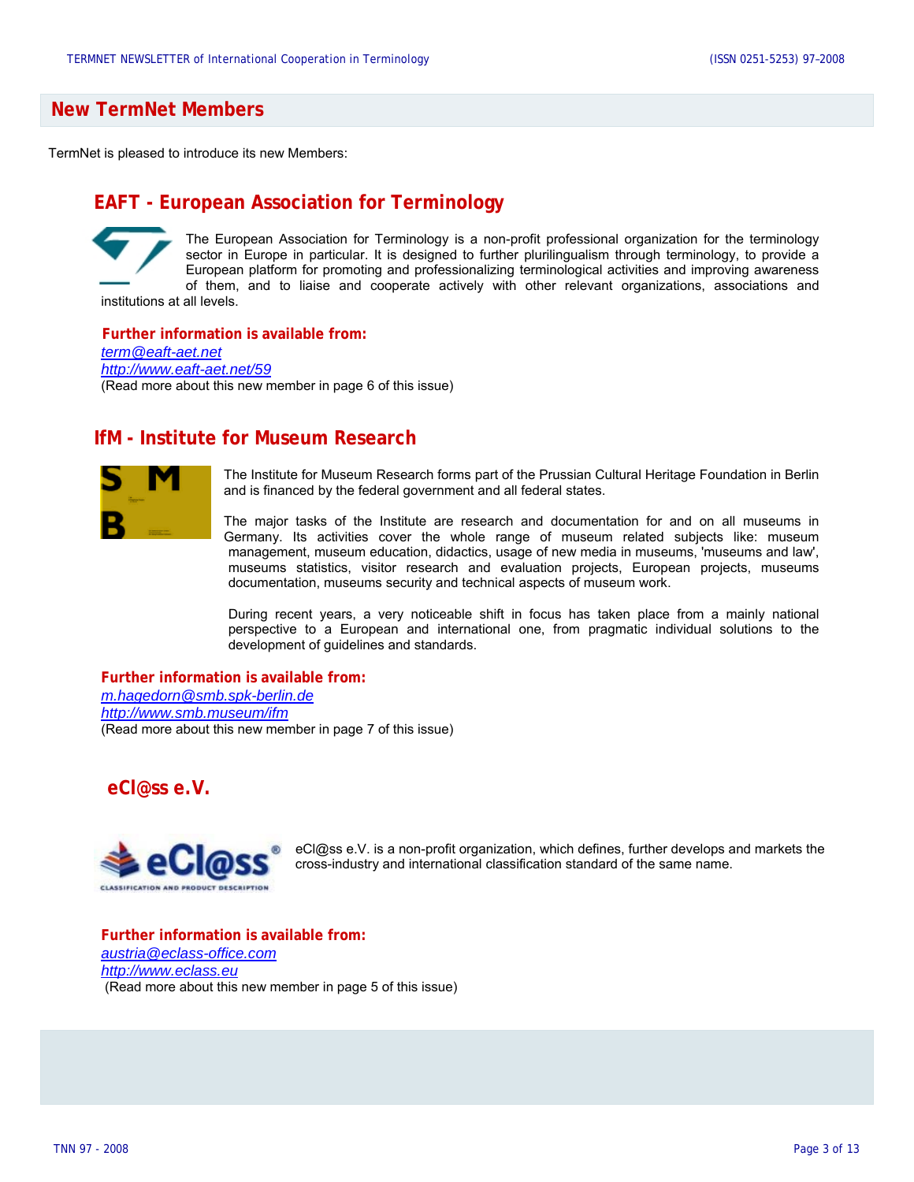## New TermNet Members

TermNet is pleased to introduce its new Members:

### EAFT - European Association for Terminology

The European Association for Terminology is a non-profit professional organization for the terminology sector in Europe in particular. It is designed to further plurilingualism through terminology, to provide a European platform for promoting and professionalizing terminological activities and improving awareness of them, and to liaise and cooperate actively with other relevant organizations, associations and institutions at all levels.

**Further information is available from:**

*term@eaft-aet.net*

*http://www.eaft-aet.net/59*

(Read more about this new member in page 6 of this issue)

### IfM - Institute for Museum Research

The Institute for Museum Research forms part of the Prussian Cultural Heritage Foundation in Berlin and is financed by the federal government and all federal states.

The major tasks of the Institute are research and documentation for and on all museums in Germany. Its activities cover the whole range of museum related subjects like: museum management, museum education, didactics, usage of new media in museums, 'museums and law', museums statistics, visitor research and evaluation projects, European projects, museums documentation, museums security and technical aspects of museum work.

During recent years, a very noticeable shift in focus has taken place from a mainly national perspective to a European and international one, from pragmatic individual solutions to the development of guidelines and standards.

**Further information is available from:**

*m.hagedorn@smb.spk-berlin.de*

*http://www.smb.museum/ifm*

(Read more about this new member in page 7 of this issue)

### eCl@ss e.V.

eCl@ss e.V. is a non-profit organization, which defines, further develops and markets the cross-industry and international classification standard of the same name.

**Further information is available from:**

*austria@eclass-office.com*

*http://www.eclass.eu*

(Read more about this new member in page 5 of this issue)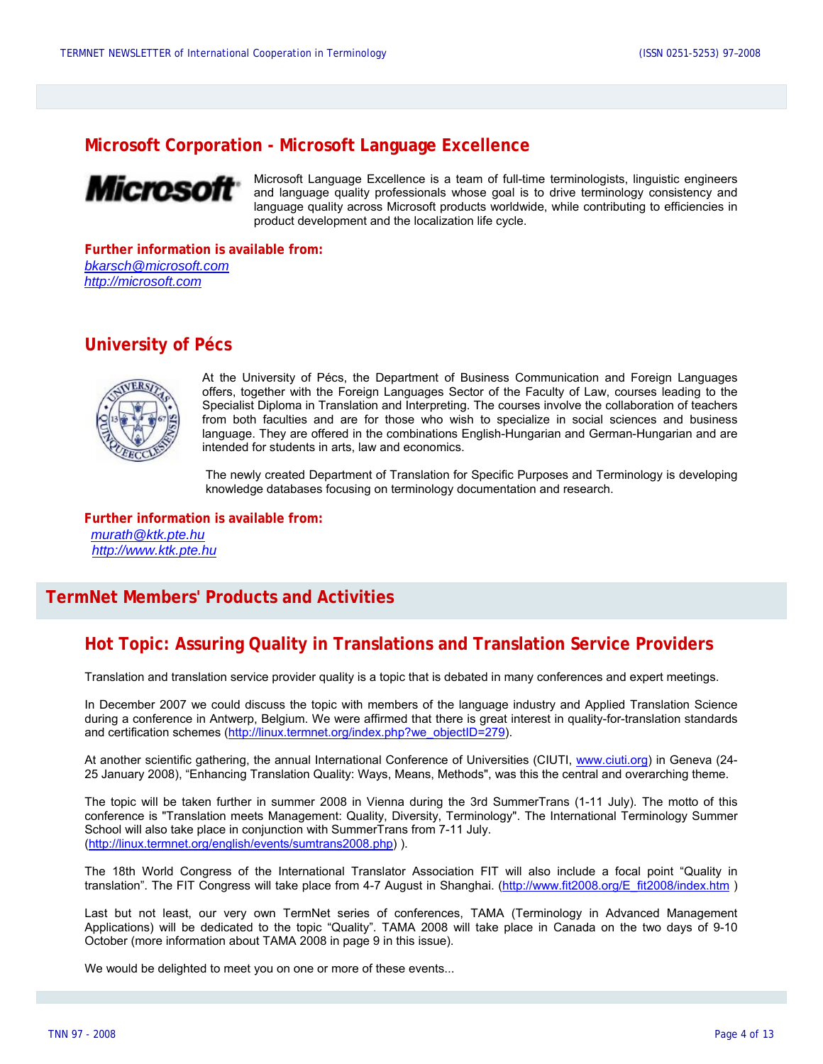## Microsoft Corporation - Microsoft Language Excellence

Microsoft Language Excellence is a team of full-time terminologists, linguistic engineers and language quality professionals whose goal is to drive terminology consistency and language quality across Microsoft products worldwide, while contributing to efficiencies in product development and the localization life cycle.

**Further information is available from:**
*bkarsch@microsoft.com*
*http://microsoft.com*

## University of Pécs

At the University of Pécs, the Department of Business Communication and Foreign Languages offers, together with the Foreign Languages Sector of the Faculty of Law, courses leading to the Specialist Diploma in Translation and Interpreting. The courses involve the collaboration of teachers from both faculties and are for those who wish to specialize in social sciences and business language. They are offered in the combinations English-Hungarian and German-Hungarian and are intended for students in arts, law and economics.

The newly created Department of Translation for Specific Purposes and Terminology is developing knowledge databases focusing on terminology documentation and research.

**Further information is available from:**
*murath@ktk.pte.hu*
*http://www.ktk.pte.hu*

# TermNet Members' Products and Activities

## Hot Topic: Assuring Quality in Translations and Translation Service Providers

Translation and translation service provider quality is a topic that is debated in many conferences and expert meetings.

In December 2007 we could discuss the topic with members of the language industry and Applied Translation Science during a conference in Antwerp, Belgium. We were affirmed that there is great interest in quality-for-translation standards and certification schemes (http://linux.termnet.org/index.php?we_objectID=279).

At another scientific gathering, the annual International Conference of Universities (CIUTI, www.ciuti.org) in Geneva (24-25 January 2008), "Enhancing Translation Quality: Ways, Means, Methods", was this the central and overarching theme.

The topic will be taken further in summer 2008 in Vienna during the 3rd SummerTrans (1-11 July). The motto of this conference is "Translation meets Management: Quality, Diversity, Terminology". The International Terminology Summer School will also take place in conjunction with SummerTrans from 7-11 July. (http://linux.termnet.org/english/events/sumtrans2008.php) ).

The 18th World Congress of the International Translator Association FIT will also include a focal point "Quality in translation". The FIT Congress will take place from 4-7 August in Shanghai. (http://www.fit2008.org/E_fit2008/index.htm )

Last but not least, our very own TermNet series of conferences, TAMA (Terminology in Advanced Management Applications) will be dedicated to the topic "Quality". TAMA 2008 will take place in Canada on the two days of 9-10 October (more information about TAMA 2008 in page 9 in this issue).

We would be delighted to meet you on one or more of these events...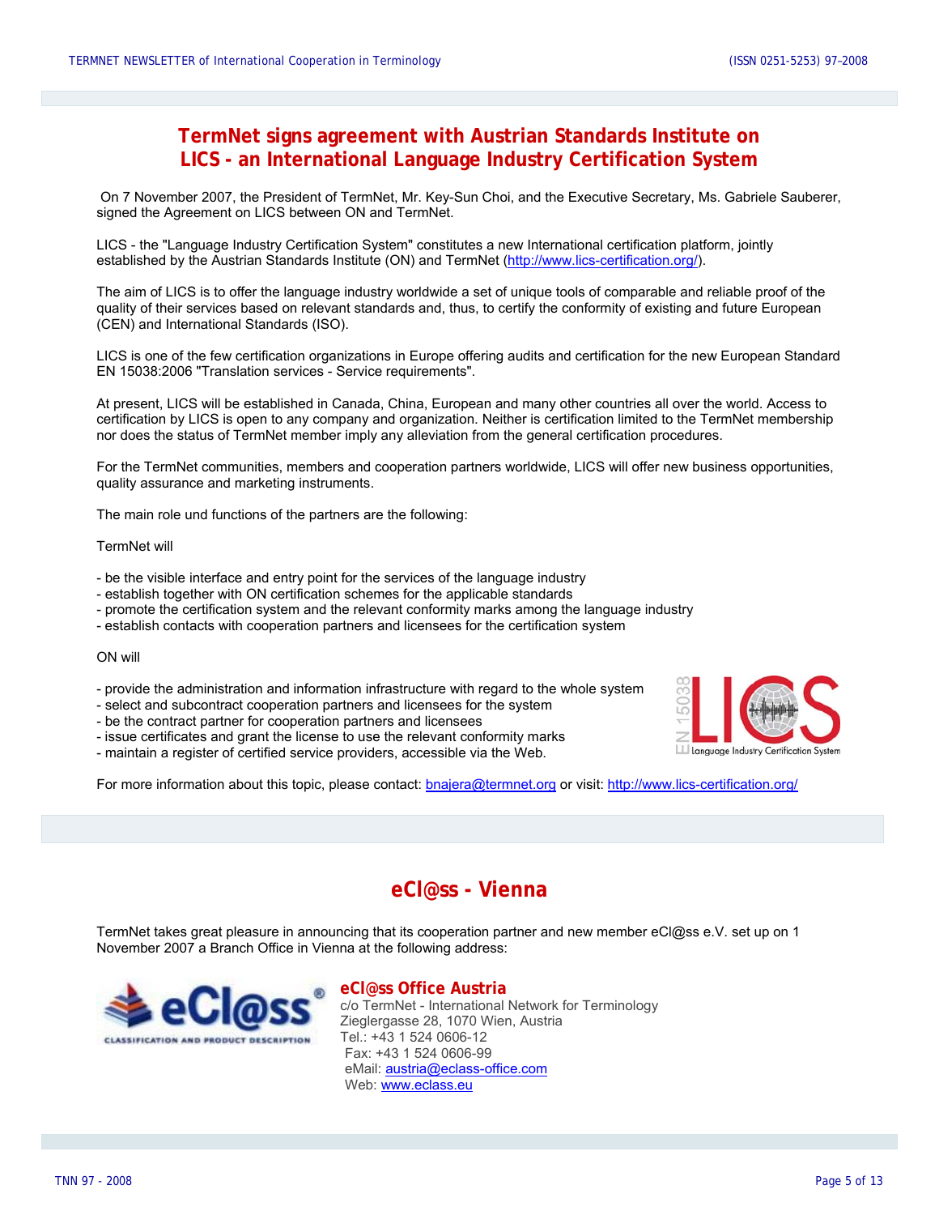## TermNet signs agreement with Austrian Standards Institute on LICS - an International Language Industry Certification System

On 7 November 2007, the President of TermNet, Mr. Key-Sun Choi, and the Executive Secretary, Ms. Gabriele Sauberer, signed the Agreement on LICS between ON and TermNet.

LICS - the "Language Industry Certification System" constitutes a new International certification platform, jointly established by the Austrian Standards Institute (ON) and TermNet (http://www.lics-certification.org/).

The aim of LICS is to offer the language industry worldwide a set of unique tools of comparable and reliable proof of the quality of their services based on relevant standards and, thus, to certify the conformity of existing and future European (CEN) and International Standards (ISO).

LICS is one of the few certification organizations in Europe offering audits and certification for the new European Standard EN 15038:2006 "Translation services - Service requirements".

At present, LICS will be established in Canada, China, European and many other countries all over the world. Access to certification by LICS is open to any company and organization. Neither is certification limited to the TermNet membership nor does the status of TermNet member imply any alleviation from the general certification procedures.

For the TermNet communities, members and cooperation partners worldwide, LICS will offer new business opportunities, quality assurance and marketing instruments.

The main role und functions of the partners are the following:

TermNet will

- be the visible interface and entry point for the services of the language industry
- establish together with ON certification schemes for the applicable standards
- promote the certification system and the relevant conformity marks among the language industry
- establish contacts with cooperation partners and licensees for the certification system

ON will

- provide the administration and information infrastructure with regard to the whole system
- select and subcontract cooperation partners and licensees for the system
- be the contract partner for cooperation partners and licensees
- issue certificates and grant the license to use the relevant conformity marks
- maintain a register of certified service providers, accessible via the Web.

For more information about this topic, please contact: bnajera@termnet.org or visit: http://www.lics-certification.org/

## eCl@ss - Vienna

TermNet takes great pleasure in announcing that its cooperation partner and new member eCl@ss e.V. set up on 1 November 2007 a Branch Office in Vienna at the following address:

**eCl@ss Office Austria**
c/o TermNet - International Network for Terminology
Zieglergasse 28, 1070 Wien, Austria
Tel.: +43 1 524 0606-12
Fax: +43 1 524 0606-99
eMail: austria@eclass-office.com
Web: www.eclass.eu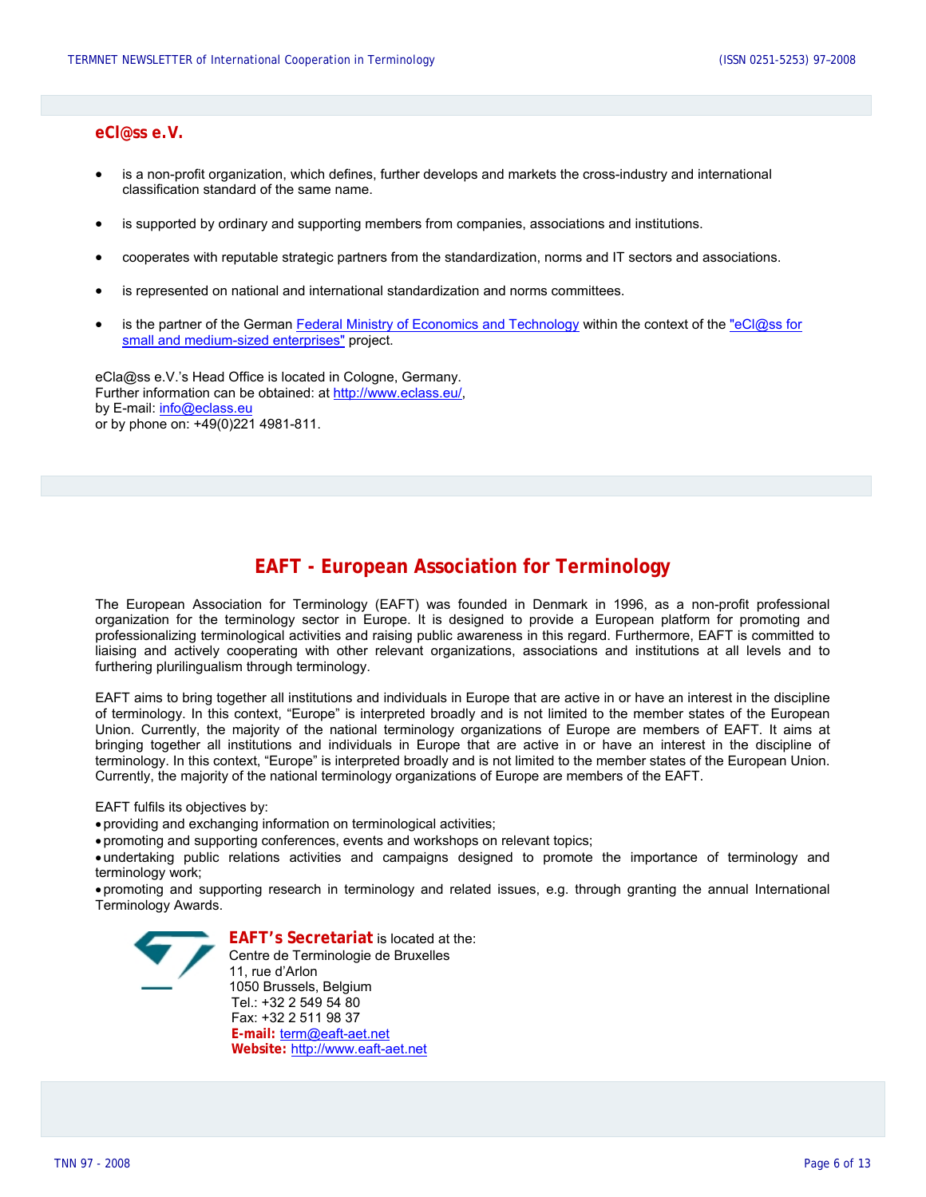## eCl@ss e.V.

- is a non-profit organization, which defines, further develops and markets the cross-industry and international classification standard of the same name.
- is supported by ordinary and supporting members from companies, associations and institutions.
- cooperates with reputable strategic partners from the standardization, norms and IT sectors and associations.
- is represented on national and international standardization and norms committees.
- is the partner of the German Federal Ministry of Economics and Technology within the context of the "eCl@ss for small and medium-sized enterprises" project.

eCla@ss e.V.'s Head Office is located in Cologne, Germany.
Further information can be obtained: at http://www.eclass.eu/,
by E-mail: info@eclass.eu
or by phone on: +49(0)221 4981-811.

# EAFT - European Association for Terminology

The European Association for Terminology (EAFT) was founded in Denmark in 1996, as a non-profit professional organization for the terminology sector in Europe. It is designed to provide a European platform for promoting and professionalizing terminological activities and raising public awareness in this regard. Furthermore, EAFT is committed to liaising and actively cooperating with other relevant organizations, associations and institutions at all levels and to furthering plurilingualism through terminology.

EAFT aims to bring together all institutions and individuals in Europe that are active in or have an interest in the discipline of terminology. In this context, "Europe" is interpreted broadly and is not limited to the member states of the European Union. Currently, the majority of the national terminology organizations of Europe are members of EAFT. It aims at bringing together all institutions and individuals in Europe that are active in or have an interest in the discipline of terminology. In this context, "Europe" is interpreted broadly and is not limited to the member states of the European Union. Currently, the majority of the national terminology organizations of Europe are members of the EAFT.

EAFT fulfils its objectives by:

- providing and exchanging information on terminological activities;
- promoting and supporting conferences, events and workshops on relevant topics;
- undertaking public relations activities and campaigns designed to promote the importance of terminology and terminology work;
- promoting and supporting research in terminology and related issues, e.g. through granting the annual International Terminology Awards.

**EAFT's Secretariat** is located at the:
Centre de Terminologie de Bruxelles
11, rue d'Arlon
1050 Brussels, Belgium
Tel.: +32 2 549 54 80
Fax: +32 2 511 98 37
**E-mail:** term@eaft-aet.net
**Website:** http://www.eaft-aet.net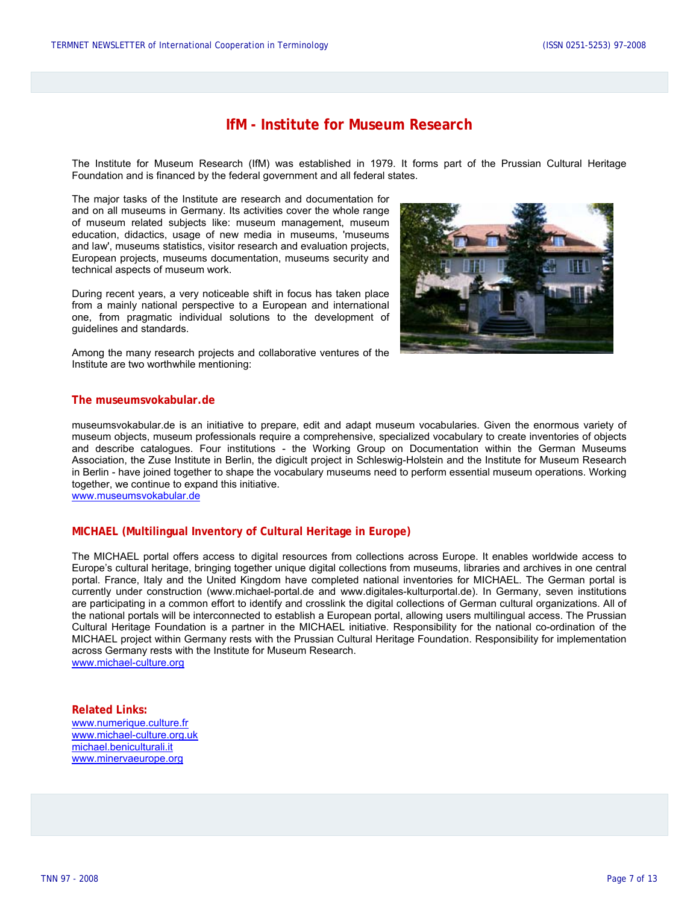# IfM - Institute for Museum Research

The Institute for Museum Research (IfM) was established in 1979. It forms part of the Prussian Cultural Heritage Foundation and is financed by the federal government and all federal states.

The major tasks of the Institute are research and documentation for and on all museums in Germany. Its activities cover the whole range of museum related subjects like: museum management, museum education, didactics, usage of new media in museums, 'museums and law', museums statistics, visitor research and evaluation projects, European projects, museums documentation, museums security and technical aspects of museum work.

During recent years, a very noticeable shift in focus has taken place from a mainly national perspective to a European and international one, from pragmatic individual solutions to the development of guidelines and standards.

Among the many research projects and collaborative ventures of the Institute are two worthwhile mentioning:

## The museumsvokabular.de

museumsvokabular.de is an initiative to prepare, edit and adapt museum vocabularies. Given the enormous variety of museum objects, museum professionals require a comprehensive, specialized vocabulary to create inventories of objects and describe catalogues. Four institutions - the Working Group on Documentation within the German Museums Association, the Zuse Institute in Berlin, the digicult project in Schleswig-Holstein and the Institute for Museum Research in Berlin - have joined together to shape the vocabulary museums need to perform essential museum operations. Working together, we continue to expand this initiative.
www.museumsvokabular.de

## MICHAEL (Multilingual Inventory of Cultural Heritage in Europe)

The MICHAEL portal offers access to digital resources from collections across Europe. It enables worldwide access to Europe's cultural heritage, bringing together unique digital collections from museums, libraries and archives in one central portal. France, Italy and the United Kingdom have completed national inventories for MICHAEL. The German portal is currently under construction (www.michael-portal.de and www.digitales-kulturportal.de). In Germany, seven institutions are participating in a common effort to identify and crosslink the digital collections of German cultural organizations. All of the national portals will be interconnected to establish a European portal, allowing users multilingual access. The Prussian Cultural Heritage Foundation is a partner in the MICHAEL initiative. Responsibility for the national co-ordination of the MICHAEL project within Germany rests with the Prussian Cultural Heritage Foundation. Responsibility for implementation across Germany rests with the Institute for Museum Research.
www.michael-culture.org

**Related Links:**
www.numerique.culture.fr
www.michael-culture.org.uk
michael.beniculturali.it
www.minervaeurope.org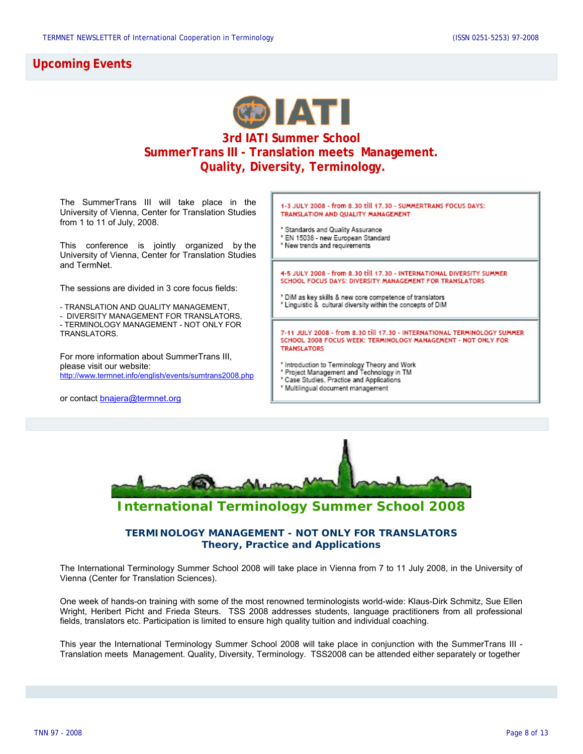## Upcoming Events

IATI

### 3rd IATI Summer School
### SummerTrans III - Translation meets Management. Quality, Diversity, Terminology.

The SummerTrans III will take place in the University of Vienna, Center for Translation Studies from 1 to 11 of July, 2008.

This conference is jointly organized by the University of Vienna, Center for Translation Studies and TermNet.

The sessions are divided in 3 core focus fields:

- TRANSLATION AND QUALITY MANAGEMENT,
- DIVERSITY MANAGEMENT FOR TRANSLATORS,
- TERMINOLOGY MANAGEMENT - NOT ONLY FOR TRANSLATORS.

For more information about SummerTrans III, please visit our website:
http://www.termnet.info/english/events/sumtrans2008.php

or contact bnajera@termnet.org

**1-3 JULY 2008 - from 8.30 till 17.30 - SUMMERTRANS FOCUS DAYS: TRANSLATION AND QUALITY MANAGEMENT**

* Standards and Quality Assurance
* EN 15038 - new European Standard
* New trends and requirements

**4-5 JULY 2008 - from 8.30 till 17.30 - INTERNATIONAL DIVERSITY SUMMER SCHOOL FOCUS DAYS: DIVERSITY MANAGEMENT FOR TRANSLATORS**

* DiM as key skills & new core competence of translators
* Linguistic & cultural diversity within the concepts of DiM

**7-11 JULY 2008 - from 8.30 till 17.30 - INTERNATIONAL TERMINOLOGY SUMMER SCHOOL 2008 FOCUS WEEK: TERMINOLOGY MANAGEMENT - NOT ONLY FOR TRANSLATORS**

* Introduction to Terminology Theory and Work
* Project Management and Technology in TM
* Case Studies, Practice and Applications
* Multilingual document management

## International Terminology Summer School 2008

### TERMINOLOGY MANAGEMENT - NOT ONLY FOR TRANSLATORS
### Theory, Practice and Applications

The International Terminology Summer School 2008 will take place in Vienna from 7 to 11 July 2008, in the University of Vienna (Center for Translation Sciences).

One week of hands-on training with some of the most renowned terminologists world-wide: Klaus-Dirk Schmitz, Sue Ellen Wright, Heribert Picht and Frieda Steurs. TSS 2008 addresses students, language practitioners from all professional fields, translators etc. Participation is limited to ensure high quality tuition and individual coaching.

This year the International Terminology Summer School 2008 will take place in conjunction with the SummerTrans III - Translation meets Management. Quality, Diversity, Terminology. TSS2008 can be attended either separately or together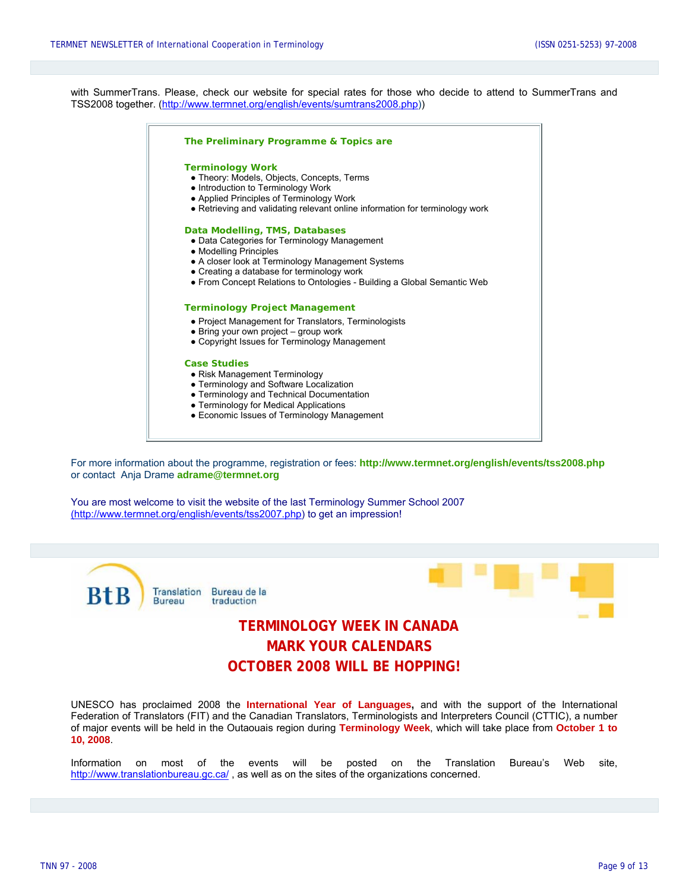with SummerTrans. Please, check our website for special rates for those who decide to attend to SummerTrans and TSS2008 together. (http://www.termnet.org/english/events/sumtrans2008.php))

**The Preliminary Programme & Topics are**

**Terminology Work**

- Theory: Models, Objects, Concepts, Terms
- Introduction to Terminology Work
- Applied Principles of Terminology Work
- Retrieving and validating relevant online information for terminology work

**Data Modelling, TMS, Databases**

- Data Categories for Terminology Management
- Modelling Principles
- A closer look at Terminology Management Systems
- Creating a database for terminology work
- From Concept Relations to Ontologies - Building a Global Semantic Web

**Terminology Project Management**

- Project Management for Translators, Terminologists
- Bring your own project – group work
- Copyright Issues for Terminology Management

**Case Studies**

- Risk Management Terminology
- Terminology and Software Localization
- Terminology and Technical Documentation
- Terminology for Medical Applications
- Economic Issues of Terminology Management

For more information about the programme, registration or fees: **http://www.termnet.org/english/events/tss2008.php** or contact Anja Drame **adrame@termnet.org**

You are most welcome to visit the website of the last Terminology Summer School 2007 (http://www.termnet.org/english/events/tss2007.php) to get an impression!

BtB Translation Bureau Bureau de la traduction

## TERMINOLOGY WEEK IN CANADA MARK YOUR CALENDARS OCTOBER 2008 WILL BE HOPPING!

UNESCO has proclaimed 2008 the **International Year of Languages**, and with the support of the International Federation of Translators (FIT) and the Canadian Translators, Terminologists and Interpreters Council (CTTIC), a number of major events will be held in the Outaouais region during **Terminology Week**, which will take place from **October 1 to 10, 2008**.

Information on most of the events will be posted on the Translation Bureau's Web site, http://www.translationbureau.gc.ca/ , as well as on the sites of the organizations concerned.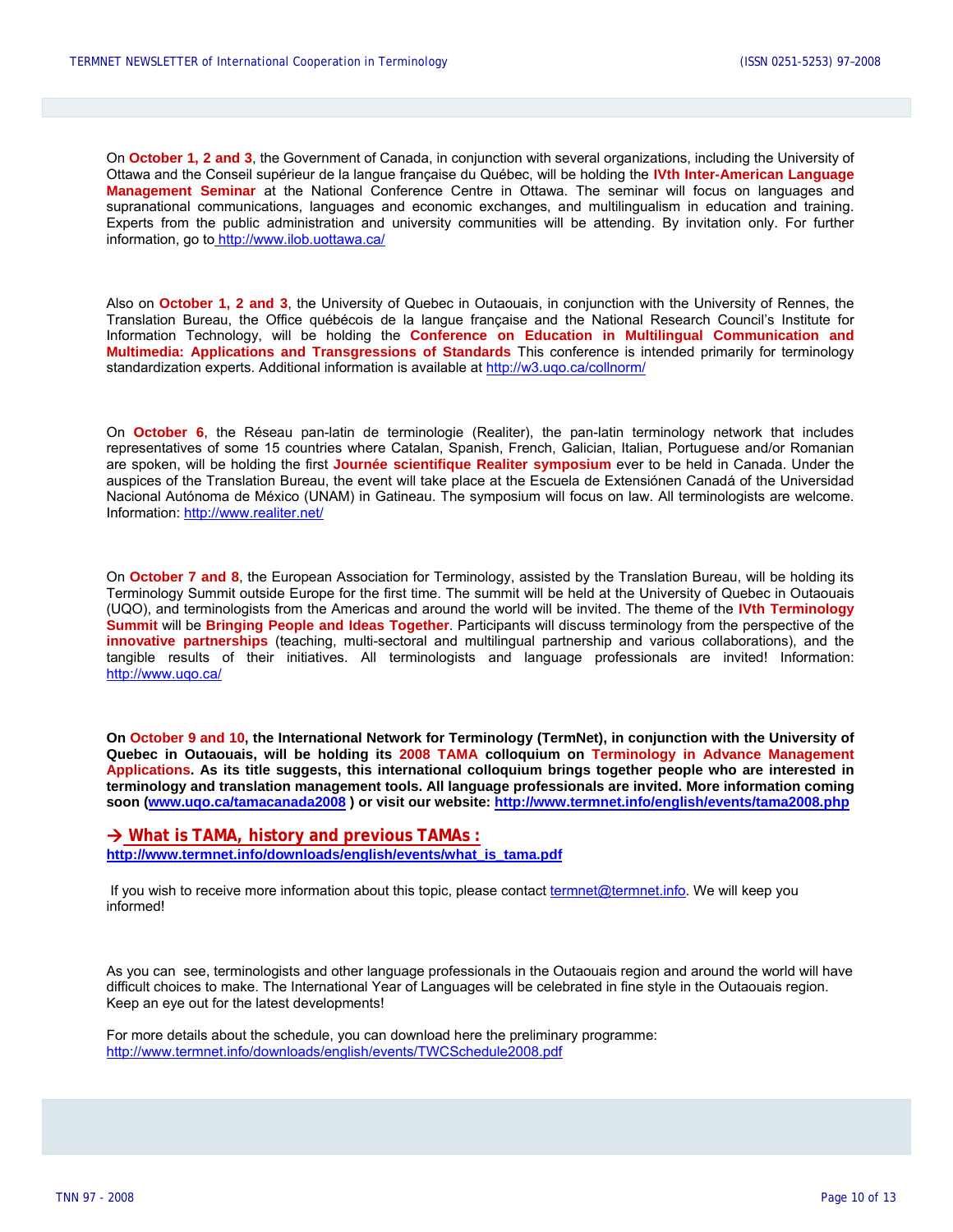On **October 1, 2 and 3**, the Government of Canada, in conjunction with several organizations, including the University of Ottawa and the Conseil supérieur de la langue française du Québec, will be holding the **IVth Inter-American Language Management Seminar** at the National Conference Centre in Ottawa. The seminar will focus on languages and supranational communications, languages and economic exchanges, and multilingualism in education and training. Experts from the public administration and university communities will be attending. By invitation only. For further information, go to http://www.ilob.uottawa.ca/

Also on **October 1, 2 and 3**, the University of Quebec in Outaouais, in conjunction with the University of Rennes, the Translation Bureau, the Office québécois de la langue française and the National Research Council's Institute for Information Technology, will be holding the **Conference on Education in Multilingual Communication and Multimedia: Applications and Transgressions of Standards** This conference is intended primarily for terminology standardization experts. Additional information is available at http://w3.uqo.ca/collnorm/

On **October 6**, the Réseau pan-latin de terminologie (Realiter), the pan-latin terminology network that includes representatives of some 15 countries where Catalan, Spanish, French, Galician, Italian, Portuguese and/or Romanian are spoken, will be holding the first **Journée scientifique Realiter symposium** ever to be held in Canada. Under the auspices of the Translation Bureau, the event will take place at the Escuela de Extensiónen Canadá of the Universidad Nacional Autónoma de México (UNAM) in Gatineau. The symposium will focus on law. All terminologists are welcome. Information: http://www.realiter.net/

On **October 7 and 8**, the European Association for Terminology, assisted by the Translation Bureau, will be holding its Terminology Summit outside Europe for the first time. The summit will be held at the University of Quebec in Outaouais (UQO), and terminologists from the Americas and around the world will be invited. The theme of the **IVth Terminology Summit** will be **Bringing People and Ideas Together**. Participants will discuss terminology from the perspective of the **innovative partnerships** (teaching, multi-sectoral and multilingual partnership and various collaborations), and the tangible results of their initiatives. All terminologists and language professionals are invited! Information: http://www.uqo.ca/

**On October 9 and 10, the International Network for Terminology (TermNet), in conjunction with the University of Quebec in Outaouais, will be holding its 2008 TAMA colloquium on Terminology in Advance Management Applications. As its title suggests, this international colloquium brings together people who are interested in terminology and translation management tools. All language professionals are invited. More information coming soon (www.uqo.ca/tamacanada2008 ) or visit our website: http://www.termnet.info/english/events/tama2008.php**

**→ What is TAMA, history and previous TAMAs :**
**http://www.termnet.info/downloads/english/events/what_is_tama.pdf**

If you wish to receive more information about this topic, please contact termnet@termnet.info. We will keep you informed!

As you can see, terminologists and other language professionals in the Outaouais region and around the world will have difficult choices to make. The International Year of Languages will be celebrated in fine style in the Outaouais region. Keep an eye out for the latest developments!

For more details about the schedule, you can download here the preliminary programme:
http://www.termnet.info/downloads/english/events/TWCSchedule2008.pdf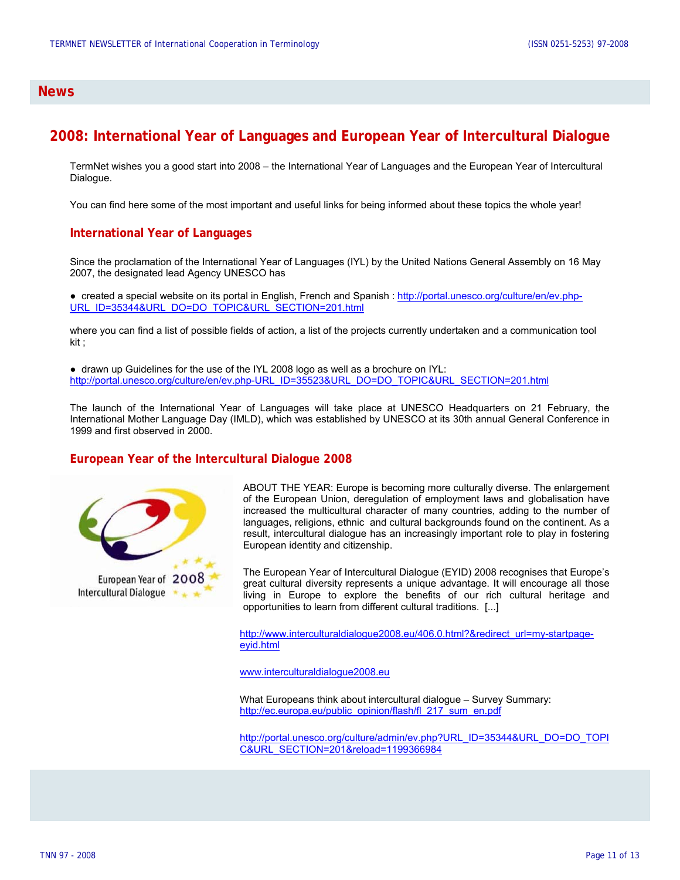# News

## 2008: International Year of Languages and European Year of Intercultural Dialogue

TermNet wishes you a good start into 2008 – the International Year of Languages and the European Year of Intercultural Dialogue.

You can find here some of the most important and useful links for being informed about these topics the whole year!

### International Year of Languages

Since the proclamation of the International Year of Languages (IYL) by the United Nations General Assembly on 16 May 2007, the designated lead Agency UNESCO has

- created a special website on its portal in English, French and Spanish : http://portal.unesco.org/culture/en/ev.php-URL_ID=35344&URL_DO=DO_TOPIC&URL_SECTION=201.html

where you can find a list of possible fields of action, a list of the projects currently undertaken and a communication tool kit ;

- drawn up Guidelines for the use of the IYL 2008 logo as well as a brochure on IYL: http://portal.unesco.org/culture/en/ev.php-URL_ID=35523&URL_DO=DO_TOPIC&URL_SECTION=201.html

The launch of the International Year of Languages will take place at UNESCO Headquarters on 21 February, the International Mother Language Day (IMLD), which was established by UNESCO at its 30th annual General Conference in 1999 and first observed in 2000.

### European Year of the Intercultural Dialogue 2008

ABOUT THE YEAR: Europe is becoming more culturally diverse. The enlargement of the European Union, deregulation of employment laws and globalisation have increased the multicultural character of many countries, adding to the number of languages, religions, ethnic and cultural backgrounds found on the continent. As a result, intercultural dialogue has an increasingly important role to play in fostering European identity and citizenship.

The European Year of Intercultural Dialogue (EYID) 2008 recognises that Europe's great cultural diversity represents a unique advantage. It will encourage all those living in Europe to explore the benefits of our rich cultural heritage and opportunities to learn from different cultural traditions. [...]

http://www.interculturaldialogue2008.eu/406.0.html?&redirect_url=my-startpage-eyid.html

www.interculturaldialogue2008.eu

What Europeans think about intercultural dialogue – Survey Summary: http://ec.europa.eu/public_opinion/flash/fl_217_sum_en.pdf

http://portal.unesco.org/culture/admin/ev.php?URL_ID=35344&URL_DO=DO_TOPIC&URL_SECTION=201&reload=1199366984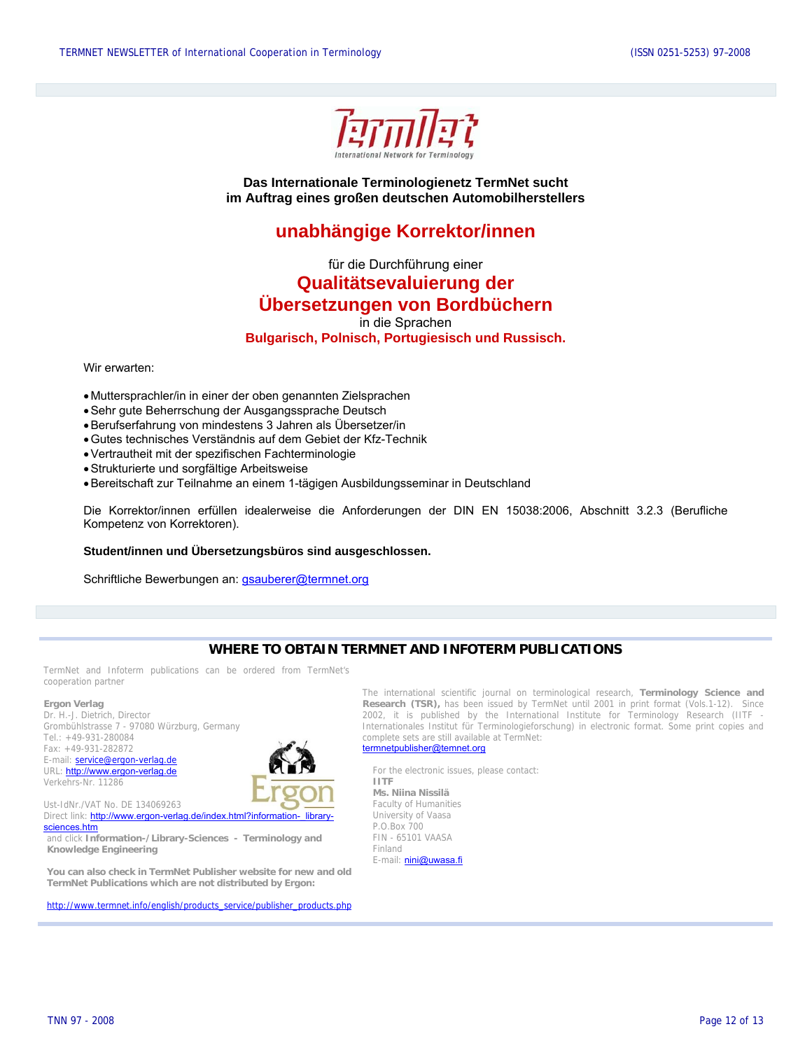**Das Internationale Terminologienetz TermNet sucht im Auftrag eines großen deutschen Automobilherstellers**

## unabhängige Korrektor/innen

für die Durchführung einer

## Qualitätsevaluierung der Übersetzungen von Bordbüchern

in die Sprachen

**Bulgarisch, Polnisch, Portugiesisch und Russisch.**

Wir erwarten:

- Muttersprachler/in in einer der oben genannten Zielsprachen
- Sehr gute Beherrschung der Ausgangssprache Deutsch
- Berufserfahrung von mindestens 3 Jahren als Übersetzer/in
- Gutes technisches Verständnis auf dem Gebiet der Kfz-Technik
- Vertrautheit mit der spezifischen Fachterminologie
- Strukturierte und sorgfältige Arbeitsweise
- Bereitschaft zur Teilnahme an einem 1-tägigen Ausbildungsseminar in Deutschland

Die Korrektor/innen erfüllen idealerweise die Anforderungen der DIN EN 15038:2006, Abschnitt 3.2.3 (Berufliche Kompetenz von Korrektoren).

**Student/innen und Übersetzungsbüros sind ausgeschlossen.**

Schriftliche Bewerbungen an: gsauberer@termnet.org

## WHERE TO OBTAIN TERMNET AND INFOTERM PUBLICATIONS

TermNet and Infoterm publications can be ordered from TermNet's cooperation partner

**Ergon Verlag**
Dr. H.-J. Dietrich, Director
Grombühlstrasse 7 - 97080 Würzburg, Germany
Tel.: +49-931-280084
Fax: +49-931-282872
E-mail: service@ergon-verlag.de
URL: http://www.ergon-verlag.de
Verkehrs-Nr. 11286

Ust-IdNr./VAT No. DE 134069263
Direct link: http://www.ergon-verlag.de/index.html?information-_library-sciences.htm
and click **Information-/Library-Sciences – Terminology and Knowledge Engineering**

**You can also check in TermNet Publisher website for new and old TermNet Publications which are not distributed by Ergon:**

http://www.termnet.info/english/products_service/publisher_products.php

The international scientific journal on terminological research, **Terminology Science and Research (TSR),** has been issued by TermNet until 2001 in print format (Vols.1-12). Since 2002, it is published by the International Institute for Terminology Research (IITF - Internationales Institut für Terminologieforschung) in electronic format. Some print copies and complete sets are still available at TermNet:
termnetpublisher@temnet.org

For the electronic issues, please contact:
**IITF**
**Ms. Niina Nissilä**
Faculty of Humanities
University of Vaasa
P.O.Box 700
FIN - 65101 VAASA
Finland
E-mail: nini@uwasa.fi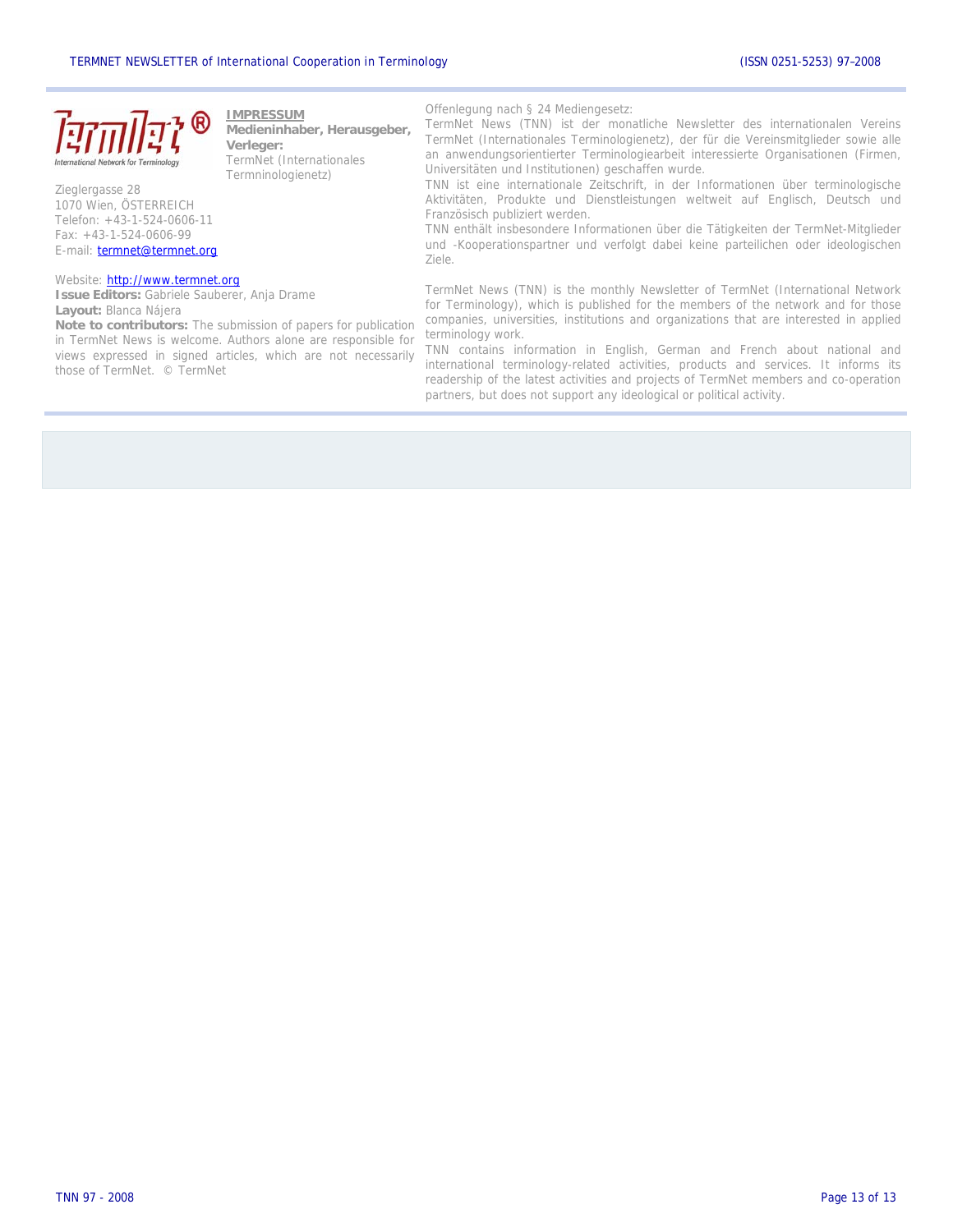**IMPRESSUM**

**Medieninhaber, Herausgeber, Verleger:**
TermNet (Internationales Termninologienetz)

Zieglergasse 28
1070 Wien, ÖSTERREICH
Telefon: +43-1-524-0606-11
Fax: +43-1-524-0606-99
E-mail: termnet@termnet.org

Website: http://www.termnet.org

**Issue Editors:** Gabriele Sauberer, Anja Drame

**Layout:** Blanca Nájera

**Note to contributors:** The submission of papers for publication in TermNet News is welcome. Authors alone are responsible for views expressed in signed articles, which are not necessarily those of TermNet. © TermNet

Offenlegung nach § 24 Mediengesetz:

TermNet News (TNN) ist der monatliche Newsletter des internationalen Vereins TermNet (Internationales Terminologienetz), der für die Vereinsmitglieder sowie alle an anwendungsorientierter Terminologiearbeit interessierte Organisationen (Firmen, Universitäten und Institutionen) geschaffen wurde.

TNN ist eine internationale Zeitschrift, in der Informationen über terminologische Aktivitäten, Produkte und Dienstleistungen weltweit auf Englisch, Deutsch und Französisch publiziert werden.

TNN enthält insbesondere Informationen über die Tätigkeiten der TermNet-Mitglieder und -Kooperationspartner und verfolgt dabei keine parteilichen oder ideologischen Ziele.

TermNet News (TNN) is the monthly Newsletter of TermNet (International Network for Terminology), which is published for the members of the network and for those companies, universities, institutions and organizations that are interested in applied terminology work.

TNN contains information in English, German and French about national and international terminology-related activities, products and services. It informs its readership of the latest activities and projects of TermNet members and co-operation partners, but does not support any ideological or political activity.